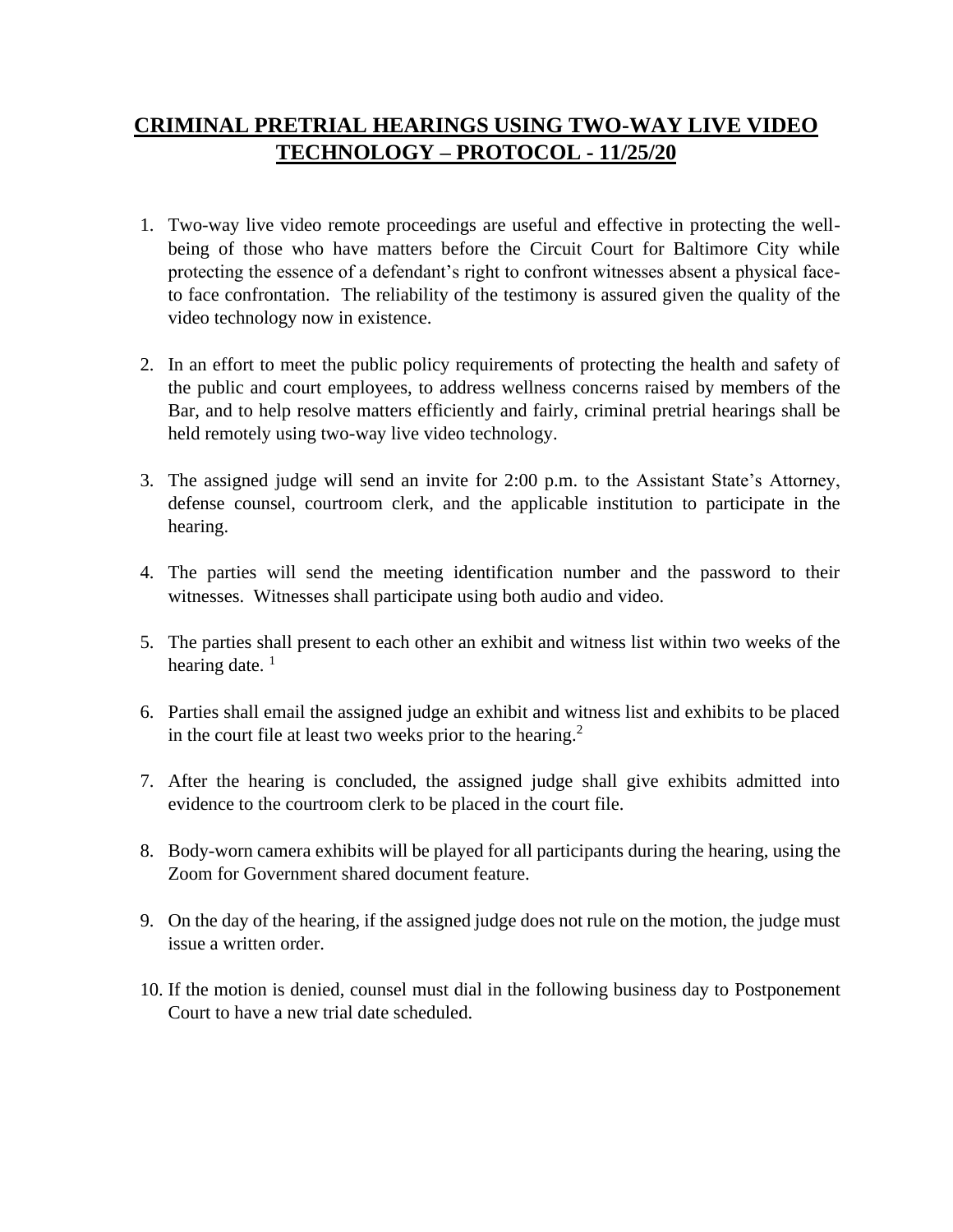# CRIMINAL PRETRIAL HEARINGS USING TWO-WAY LIVE VIDEO TECHNOLOGY – PROTOCOL - 11/25/20

1. Two-way live video remote proceedings are useful and effective in protecting the well-being of those who have matters before the Circuit Court for Baltimore City while protecting the essence of a defendant's right to confront witnesses absent a physical face-to face confrontation. The reliability of the testimony is assured given the quality of the video technology now in existence.

2. In an effort to meet the public policy requirements of protecting the health and safety of the public and court employees, to address wellness concerns raised by members of the Bar, and to help resolve matters efficiently and fairly, criminal pretrial hearings shall be held remotely using two-way live video technology.

3. The assigned judge will send an invite for 2:00 p.m. to the Assistant State's Attorney, defense counsel, courtroom clerk, and the applicable institution to participate in the hearing.

4. The parties will send the meeting identification number and the password to their witnesses. Witnesses shall participate using both audio and video.

5. The parties shall present to each other an exhibit and witness list within two weeks of the hearing date. [1]

6. Parties shall email the assigned judge an exhibit and witness list and exhibits to be placed in the court file at least two weeks prior to the hearing.[2]

7. After the hearing is concluded, the assigned judge shall give exhibits admitted into evidence to the courtroom clerk to be placed in the court file.

8. Body-worn camera exhibits will be played for all participants during the hearing, using the Zoom for Government shared document feature.

9. On the day of the hearing, if the assigned judge does not rule on the motion, the judge must issue a written order.

10. If the motion is denied, counsel must dial in the following business day to Postponement Court to have a new trial date scheduled.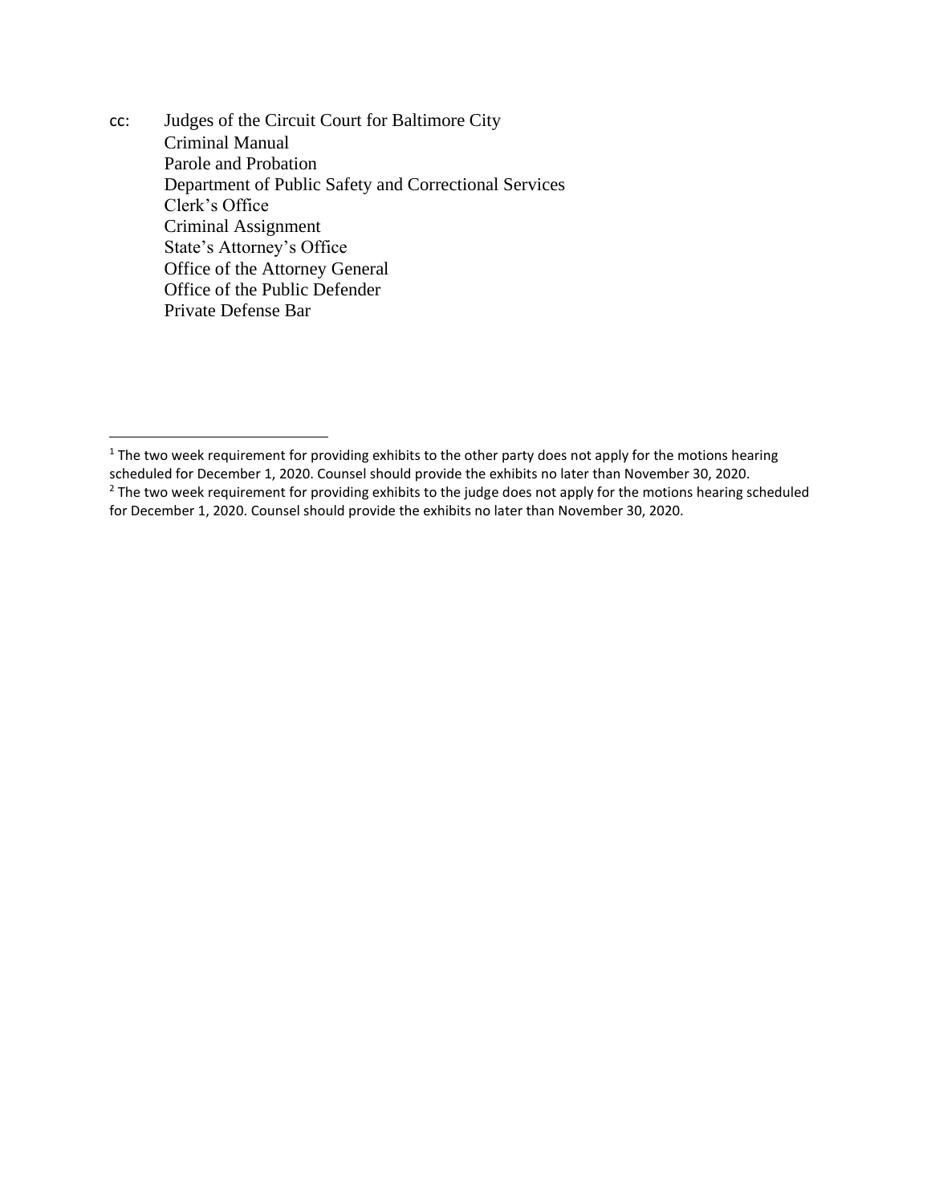cc: Judges of the Circuit Court for Baltimore City
Criminal Manual
Parole and Probation
Department of Public Safety and Correctional Services
Clerk's Office
Criminal Assignment
State's Attorney's Office
Office of the Attorney General
Office of the Public Defender
Private Defense Bar

---

[1] The two week requirement for providing exhibits to the other party does not apply for the motions hearing scheduled for December 1, 2020. Counsel should provide the exhibits no later than November 30, 2020.

[2] The two week requirement for providing exhibits to the judge does not apply for the motions hearing scheduled for December 1, 2020. Counsel should provide the exhibits no later than November 30, 2020.